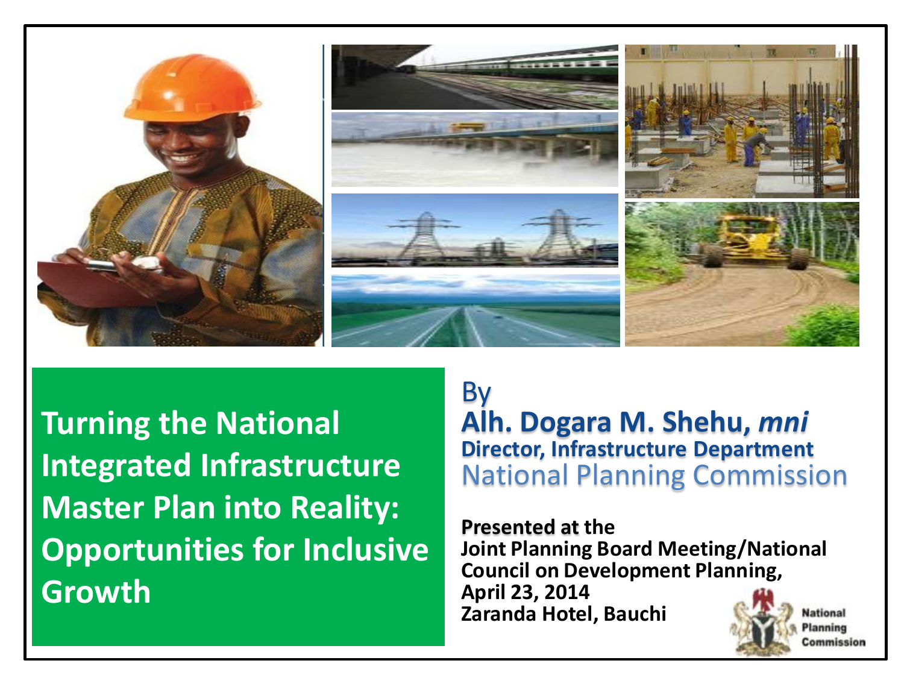# Turning the National Integrated Infrastructure Master Plan into Reality: Opportunities for Inclusive Growth

By

**Alh. Dogara M. Shehu, *mni***

**Director, Infrastructure Department**

National Planning Commission

**Presented at** the

**Joint Planning Board Meeting/National Council on Development Planning,**

**April 23, 2014**

**Zaranda Hotel, Bauchi**

National Planning Commission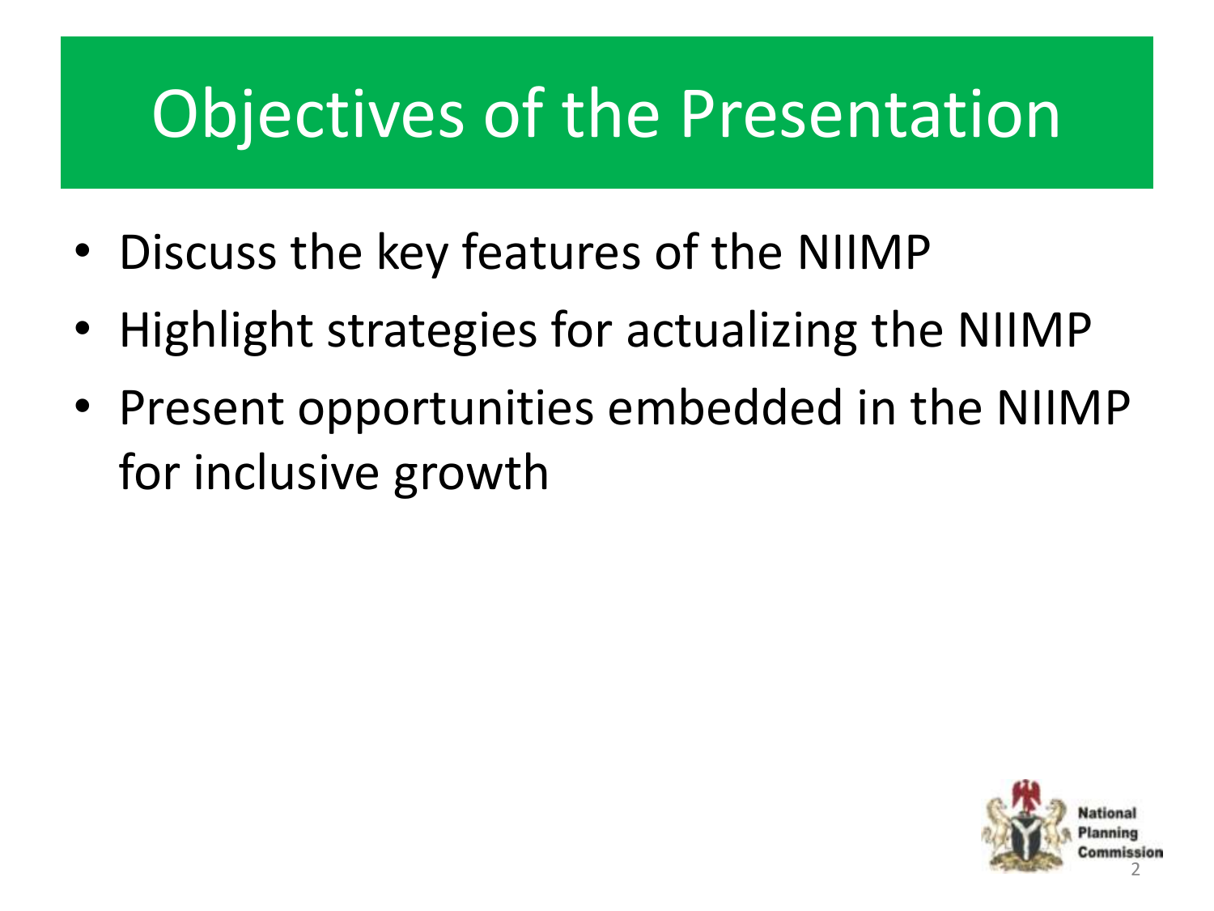# Objectives of the Presentation

- Discuss the key features of the NIIMP
- Highlight strategies for actualizing the NIIMP
- Present opportunities embedded in the NIIMP for inclusive growth

National Planning Commission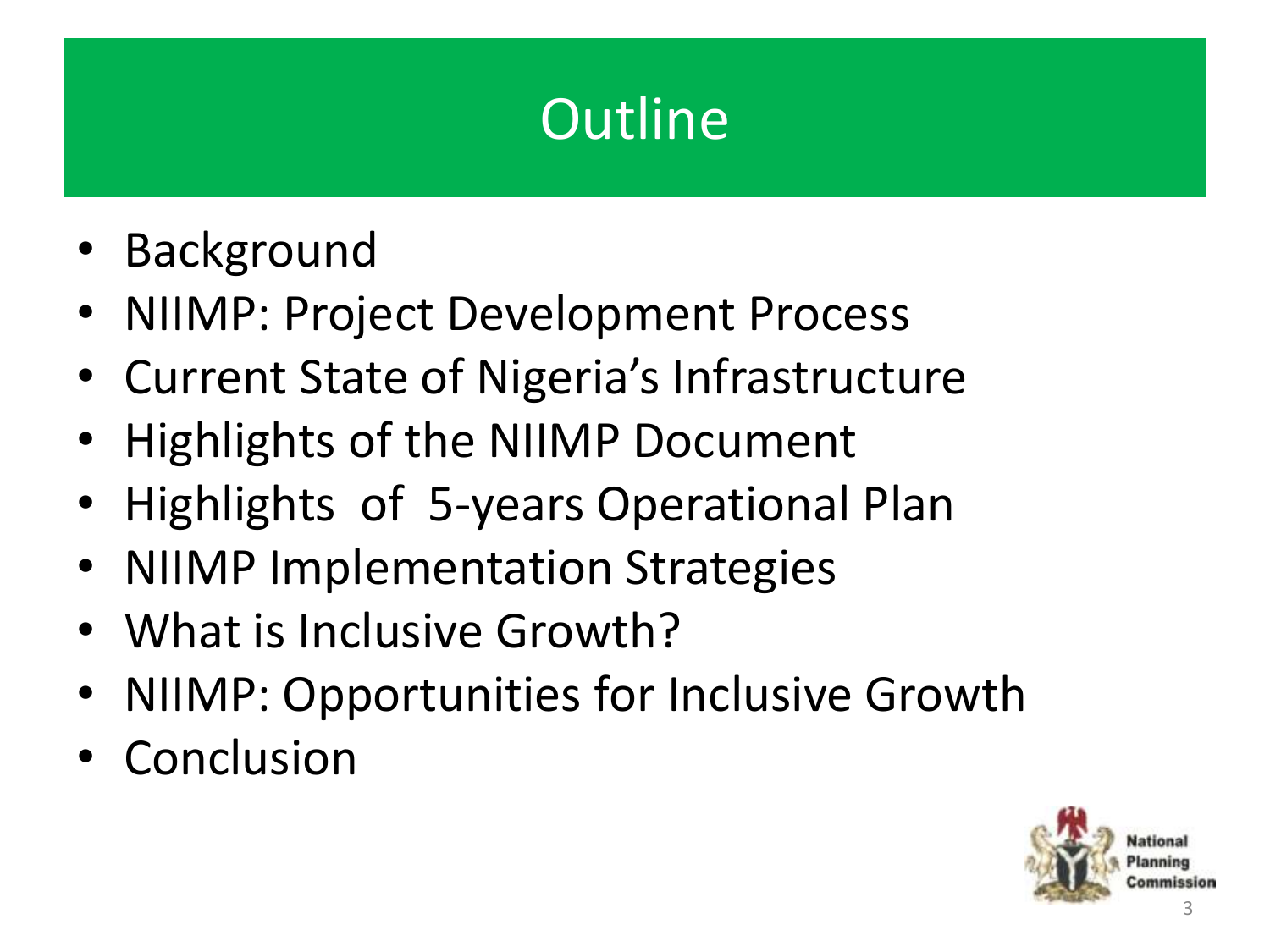# Outline

- Background
- NIIMP: Project Development Process
- Current State of Nigeria's Infrastructure
- Highlights of the NIIMP Document
- Highlights of 5-years Operational Plan
- NIIMP Implementation Strategies
- What is Inclusive Growth?
- NIIMP: Opportunities for Inclusive Growth
- Conclusion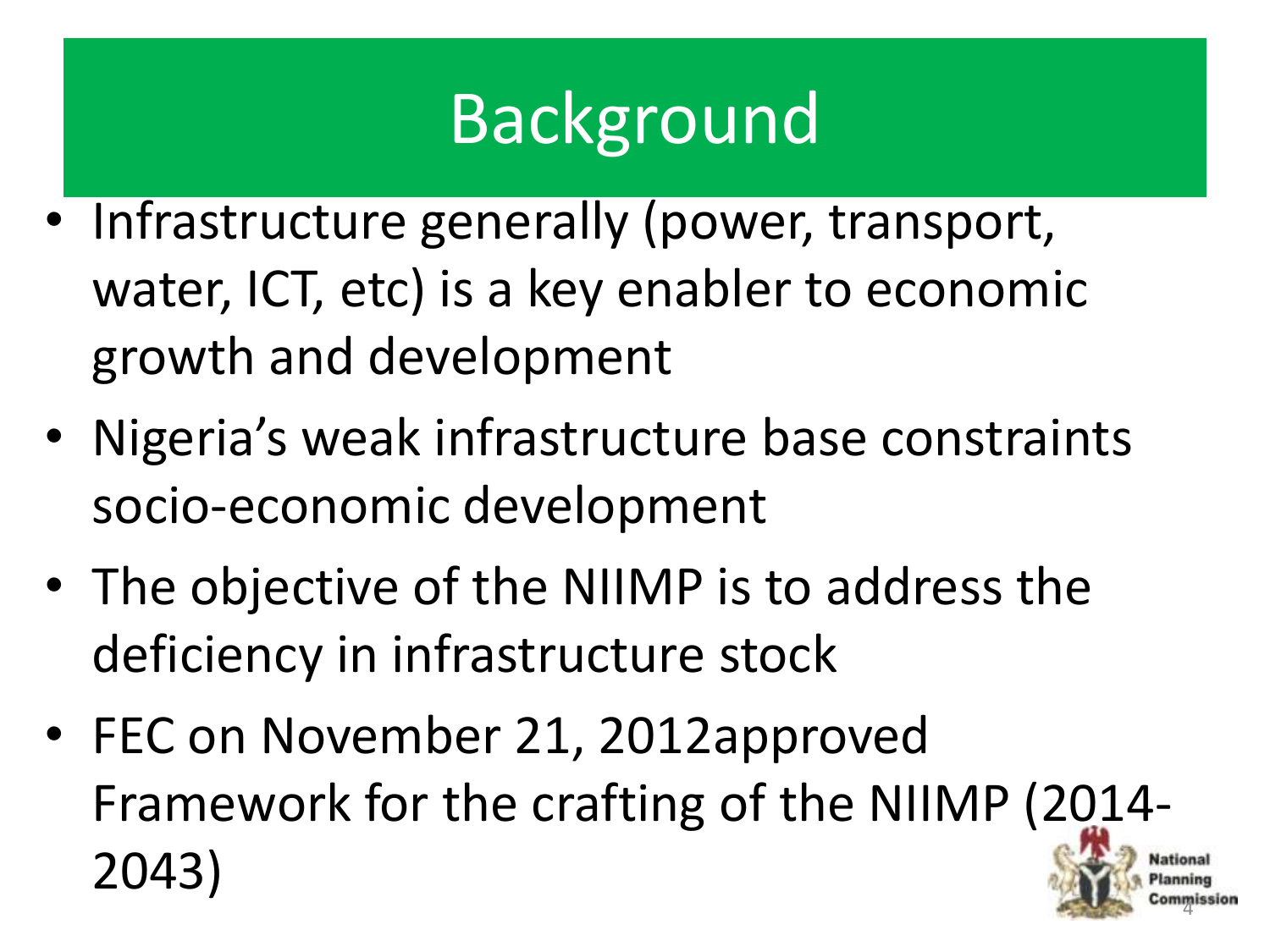# Background

- Infrastructure generally (power, transport, water, ICT, etc) is a key enabler to economic growth and development
- Nigeria's weak infrastructure base constraints socio-economic development
- The objective of the NIIMP is to address the deficiency in infrastructure stock
- FEC on November 21, 2012approved Framework for the crafting of the NIIMP (2014-2043)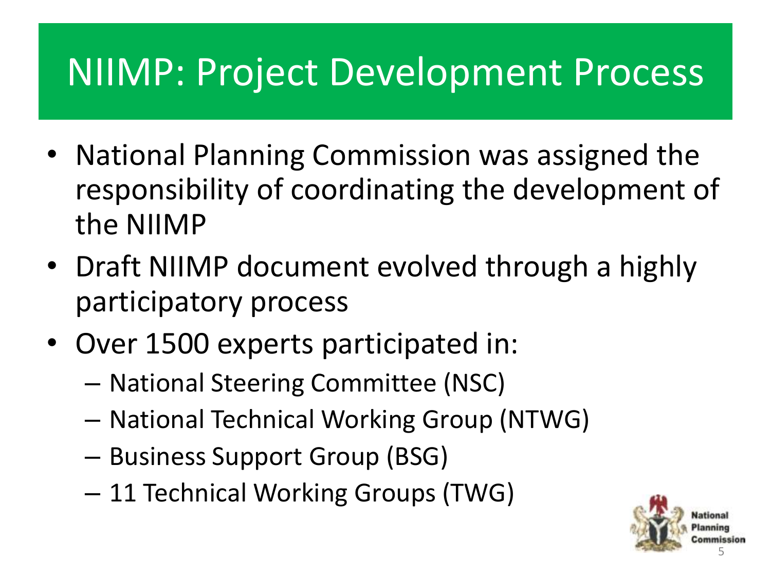# NIIMP: Project Development Process

- National Planning Commission was assigned the responsibility of coordinating the development of the NIIMP
- Draft NIIMP document evolved through a highly participatory process
- Over 1500 experts participated in:
  - National Steering Committee (NSC)
  - National Technical Working Group (NTWG)
  - Business Support Group (BSG)
  - 11 Technical Working Groups (TWG)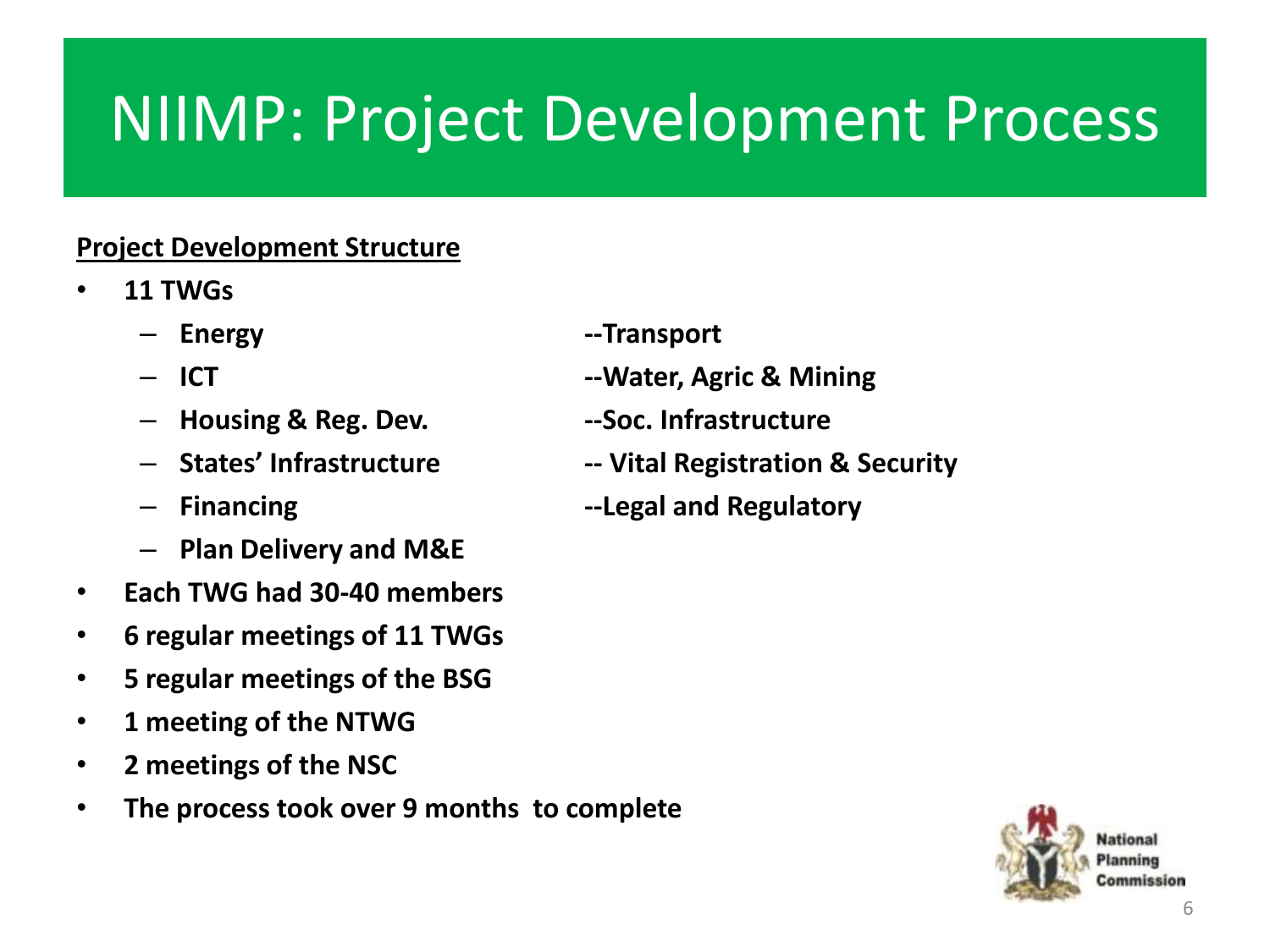# NIIMP: Project Development Process

**<u>Project Development Structure</u>**

- **11 TWGs**
  - **Energy**
  - **Transport**
  - **ICT**
  - **Water, Agric & Mining**
  - **Housing & Reg. Dev.**
  - **Soc. Infrastructure**
  - **States' Infrastructure**
  - **Vital Registration & Security**
  - **Financing**
  - **Legal and Regulatory**
  - **Plan Delivery and M&E**
- **Each TWG had 30-40 members**
- **6 regular meetings of 11 TWGs**
- **5 regular meetings of the BSG**
- **1 meeting of the NTWG**
- **2 meetings of the NSC**
- **The process took over 9 months to complete**

National Planning Commission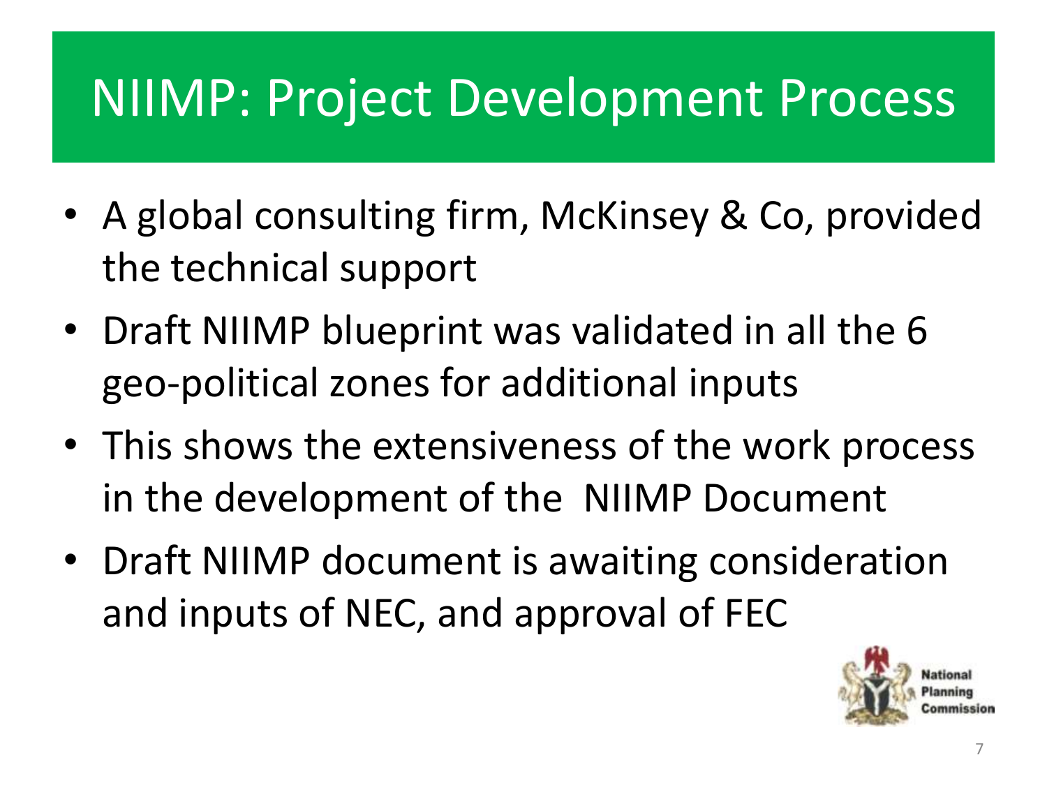# NIIMP: Project Development Process

- A global consulting firm, McKinsey & Co, provided the technical support
- Draft NIIMP blueprint was validated in all the 6 geo-political zones for additional inputs
- This shows the extensiveness of the work process in the development of the NIIMP Document
- Draft NIIMP document is awaiting consideration and inputs of NEC, and approval of FEC

National Planning Commission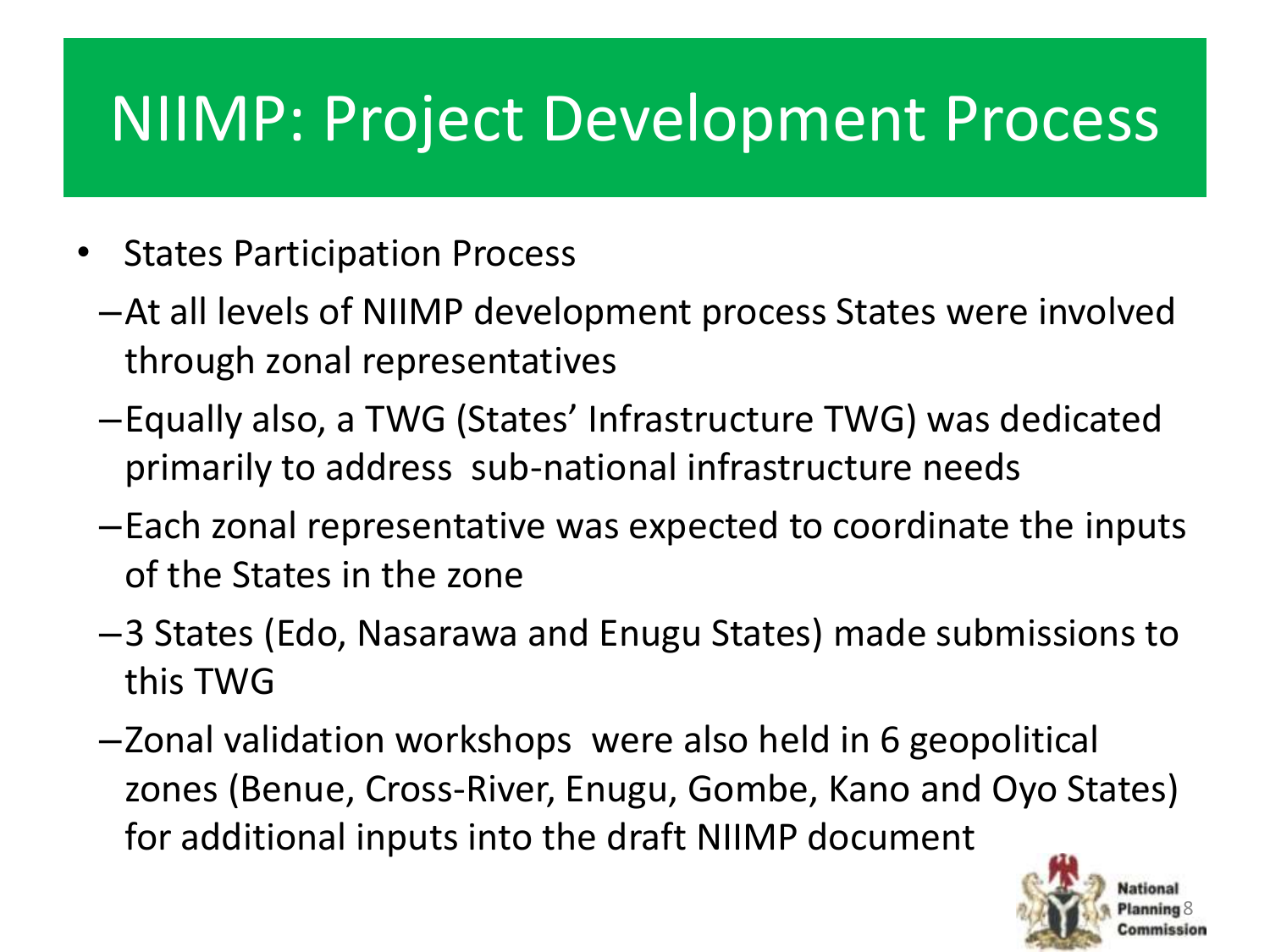# NIIMP: Project Development Process

- States Participation Process
  - At all levels of NIIMP development process States were involved through zonal representatives
  - Equally also, a TWG (States' Infrastructure TWG) was dedicated primarily to address sub-national infrastructure needs
  - Each zonal representative was expected to coordinate the inputs of the States in the zone
  - 3 States (Edo, Nasarawa and Enugu States) made submissions to this TWG
  - Zonal validation workshops were also held in 6 geopolitical zones (Benue, Cross-River, Enugu, Gombe, Kano and Oyo States) for additional inputs into the draft NIIMP document

National Planning Commission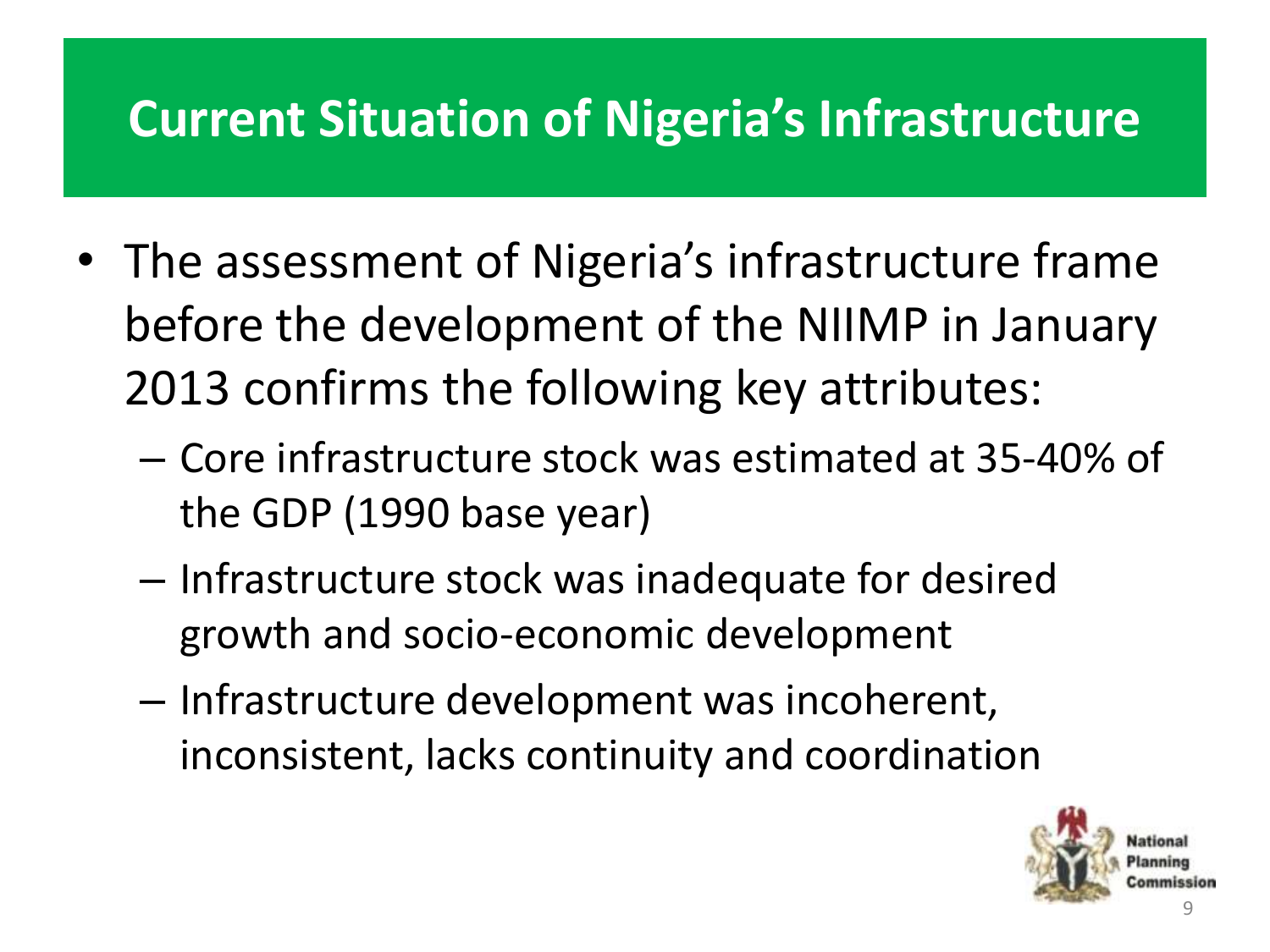# Current Situation of Nigeria's Infrastructure

- The assessment of Nigeria's infrastructure frame before the development of the NIIMP in January 2013 confirms the following key attributes:
  - Core infrastructure stock was estimated at 35-40% of the GDP (1990 base year)
  - Infrastructure stock was inadequate for desired growth and socio-economic development
  - Infrastructure development was incoherent, inconsistent, lacks continuity and coordination

National Planning Commission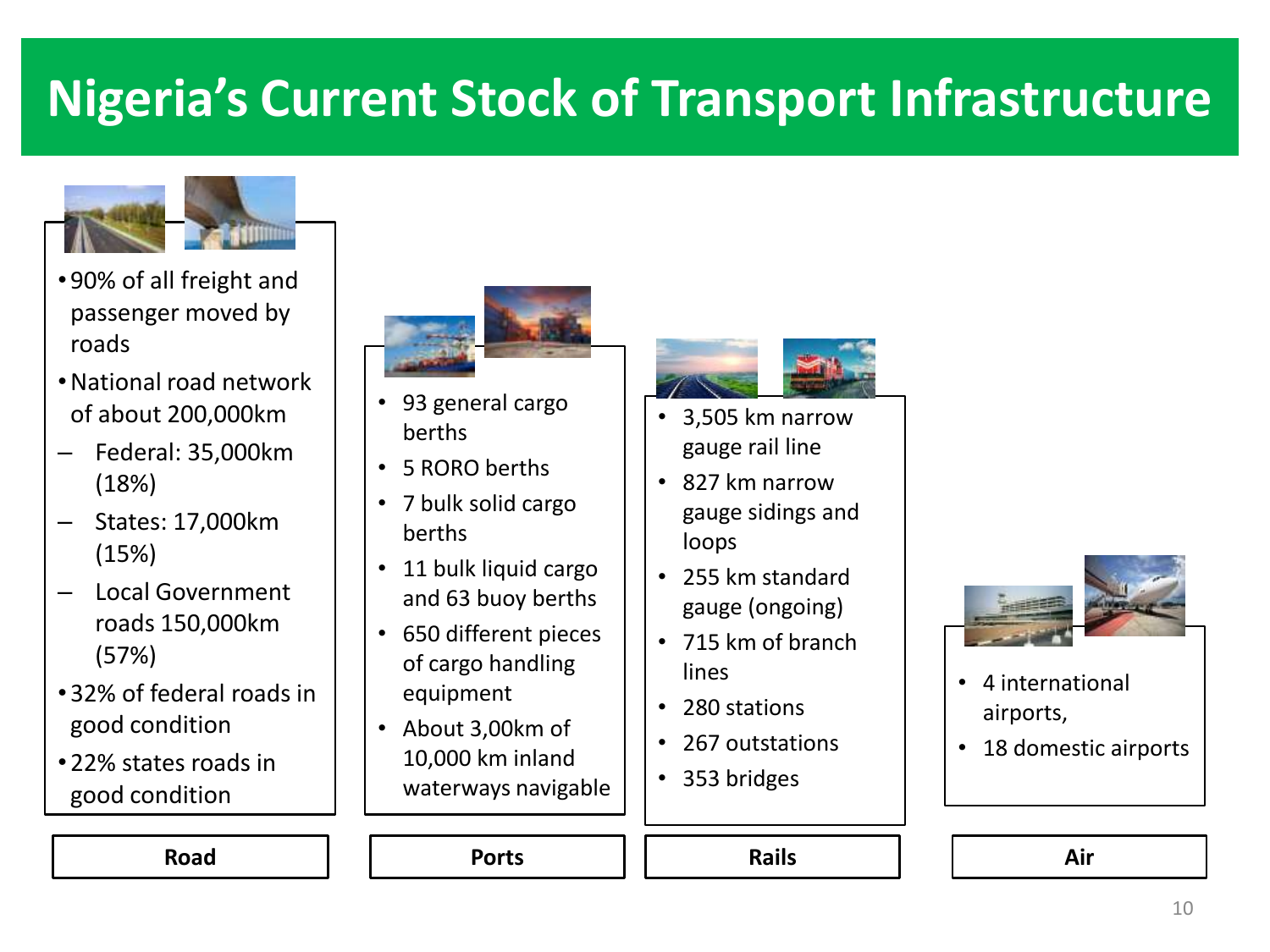# Nigeria's Current Stock of Transport Infrastructure

## Road

- 90% of all freight and passenger moved by roads
- National road network of about 200,000km
  - Federal: 35,000km (18%)
  - States: 17,000km (15%)
  - Local Government roads 150,000km (57%)
- 32% of federal roads in good condition
- 22% states roads in good condition

## Ports

- 93 general cargo berths
- 5 RORO berths
- 7 bulk solid cargo berths
- 11 bulk liquid cargo and 63 buoy berths
- 650 different pieces of cargo handling equipment
- About 3,00km of 10,000 km inland waterways navigable

## Rails

- 3,505 km narrow gauge rail line
- 827 km narrow gauge sidings and loops
- 255 km standard gauge (ongoing)
- 715 km of branch lines
- 280 stations
- 267 outstations
- 353 bridges

## Air

- 4 international airports,
- 18 domestic airports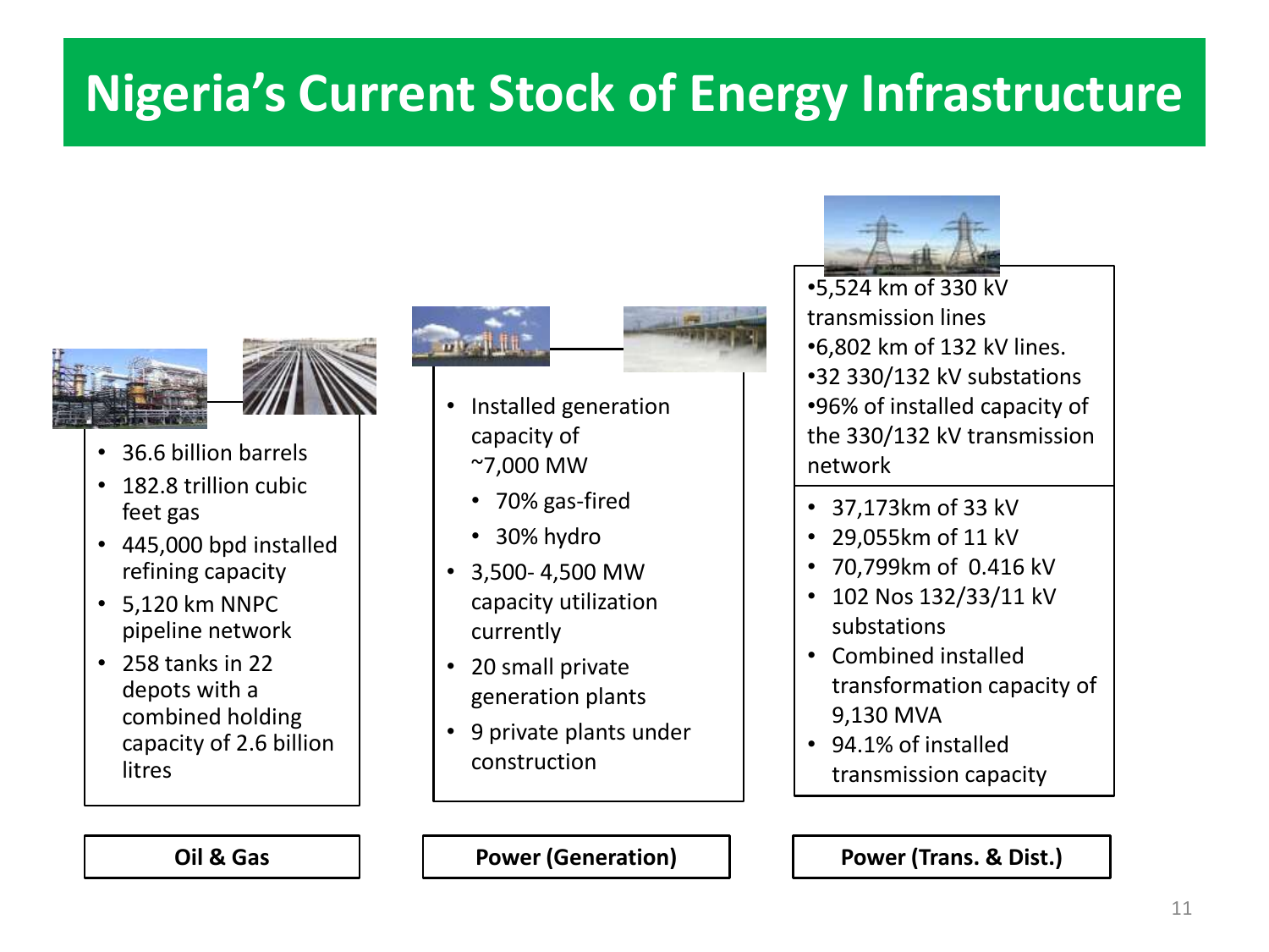# Nigeria's Current Stock of Energy Infrastructure

## Oil & Gas

- 36.6 billion barrels
- 182.8 trillion cubic feet gas
- 445,000 bpd installed refining capacity
- 5,120 km NNPC pipeline network
- 258 tanks in 22 depots with a combined holding capacity of 2.6 billion litres

## Power (Generation)

- Installed generation capacity of ~7,000 MW
  - 70% gas-fired
  - 30% hydro
- 3,500- 4,500 MW capacity utilization currently
- 20 small private generation plants
- 9 private plants under construction

## Power (Trans. & Dist.)

- 5,524 km of 330 kV transmission lines
- 6,802 km of 132 kV lines.
- 32 330/132 kV substations
- 96% of installed capacity of the 330/132 kV transmission network

---

- 37,173km of 33 kV
- 29,055km of 11 kV
- 70,799km of 0.416 kV
- 102 Nos 132/33/11 kV substations
- Combined installed transformation capacity of 9,130 MVA
- 94.1% of installed transmission capacity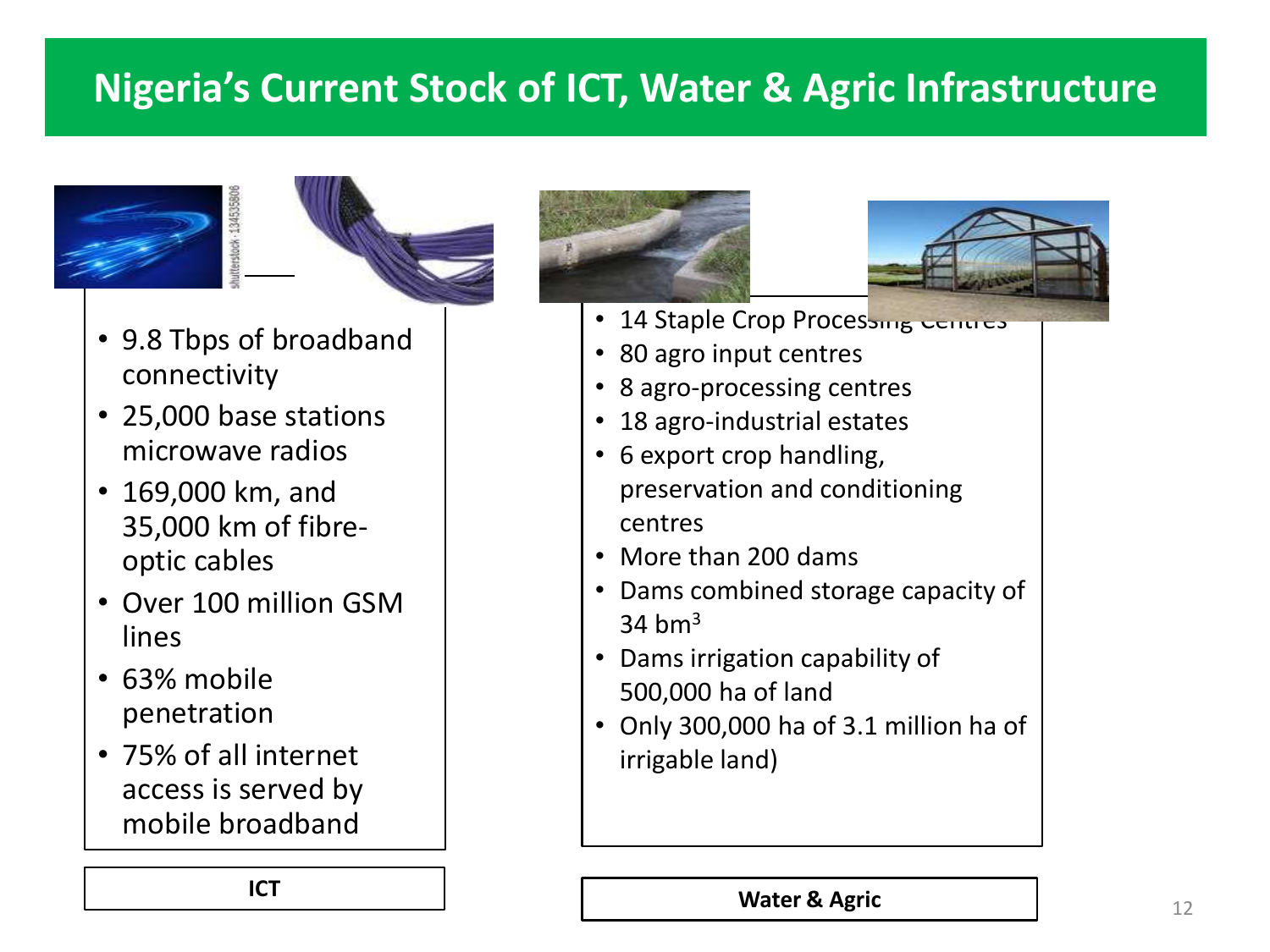# Nigeria's Current Stock of ICT, Water & Agric Infrastructure

- 9.8 Tbps of broadband connectivity
- 25,000 base stations microwave radios
- 169,000 km, and 35,000 km of fibre-optic cables
- Over 100 million GSM lines
- 63% mobile penetration
- 75% of all internet access is served by mobile broadband

**ICT**

- 14 Staple Crop Processing Centres
- 80 agro input centres
- 8 agro-processing centres
- 18 agro-industrial estates
- 6 export crop handling, preservation and conditioning centres
- More than 200 dams
- Dams combined storage capacity of 34 $bm^3$
- Dams irrigation capability of 500,000 ha of land
- Only 300,000 ha of 3.1 million ha of irrigable land)

**Water & Agric**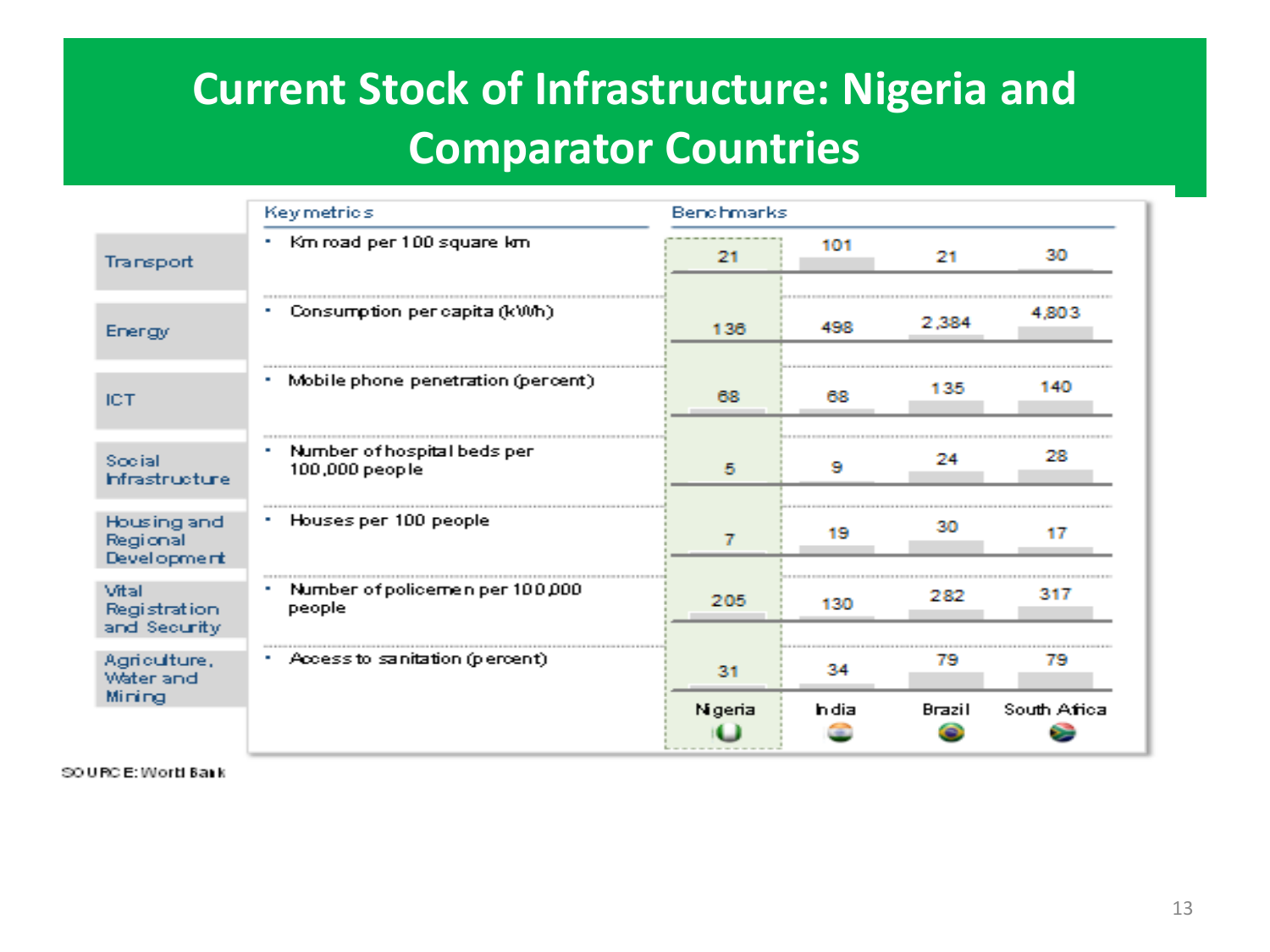# Current Stock of Infrastructure: Nigeria and Comparator Countries

| | Key metrics | Nigeria | India | Brazil | South Africa |
|---|---|---|---|---|---|
| Transport | Km road per 100 square km | 21 | 101 | 21 | 30 |
| Energy | Consumption per capita (kWh) | 136 | 498 | 2,384 | 4,803 |
| ICT | Mobile phone penetration (percent) | 68 | 68 | 135 | 140 |
| Social Infrastructure | Number of hospital beds per 100,000 people | 5 | 9 | 24 | 28 |
| Housing and Regional Development | Houses per 100 people | 7 | 19 | 30 | 17 |
| Vital Registration and Security | Number of policemen per 100,000 people | 205 | 130 | 282 | 317 |
| Agriculture, Water and Mining | Access to sanitation (percent) | 31 | 34 | 79 | 79 |

SOURCE: World Bank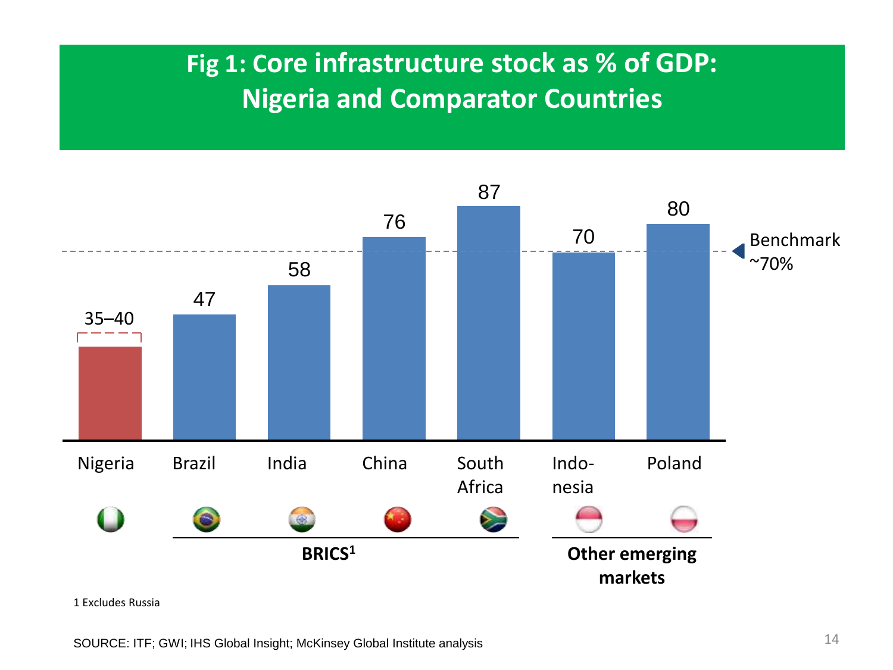# Fig 1: Core infrastructure stock as % of GDP: Nigeria and Comparator Countries

| Country | Core infrastructure stock as % of GDP | Group |
| --- | --- | --- |
| Nigeria | 35–40 | |
| Brazil | 47 | BRICS[1] |
| India | 58 | BRICS[1] |
| China | 76 | BRICS[1] |
| South Africa | 87 | BRICS[1] |
| Indonesia | 70 | Other emerging markets |
| Poland | 80 | Other emerging markets |

Benchmark ~70%

1 Excludes Russia

SOURCE: ITF; GWI; IHS Global Insight; McKinsey Global Institute analysis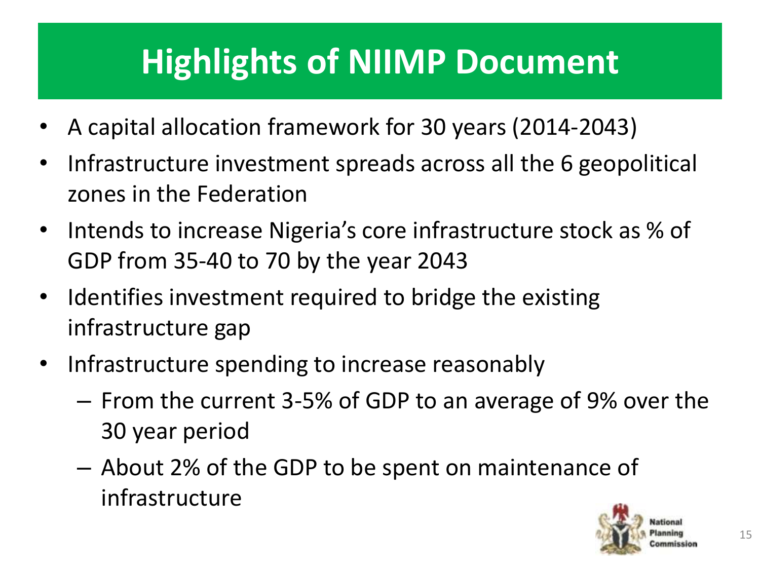# Highlights of NIIMP Document

- A capital allocation framework for 30 years (2014-2043)
- Infrastructure investment spreads across all the 6 geopolitical zones in the Federation
- Intends to increase Nigeria's core infrastructure stock as % of GDP from 35-40 to 70 by the year 2043
- Identifies investment required to bridge the existing infrastructure gap
- Infrastructure spending to increase reasonably
  - From the current 3-5% of GDP to an average of 9% over the 30 year period
  - About 2% of the GDP to be spent on maintenance of infrastructure

National Planning Commission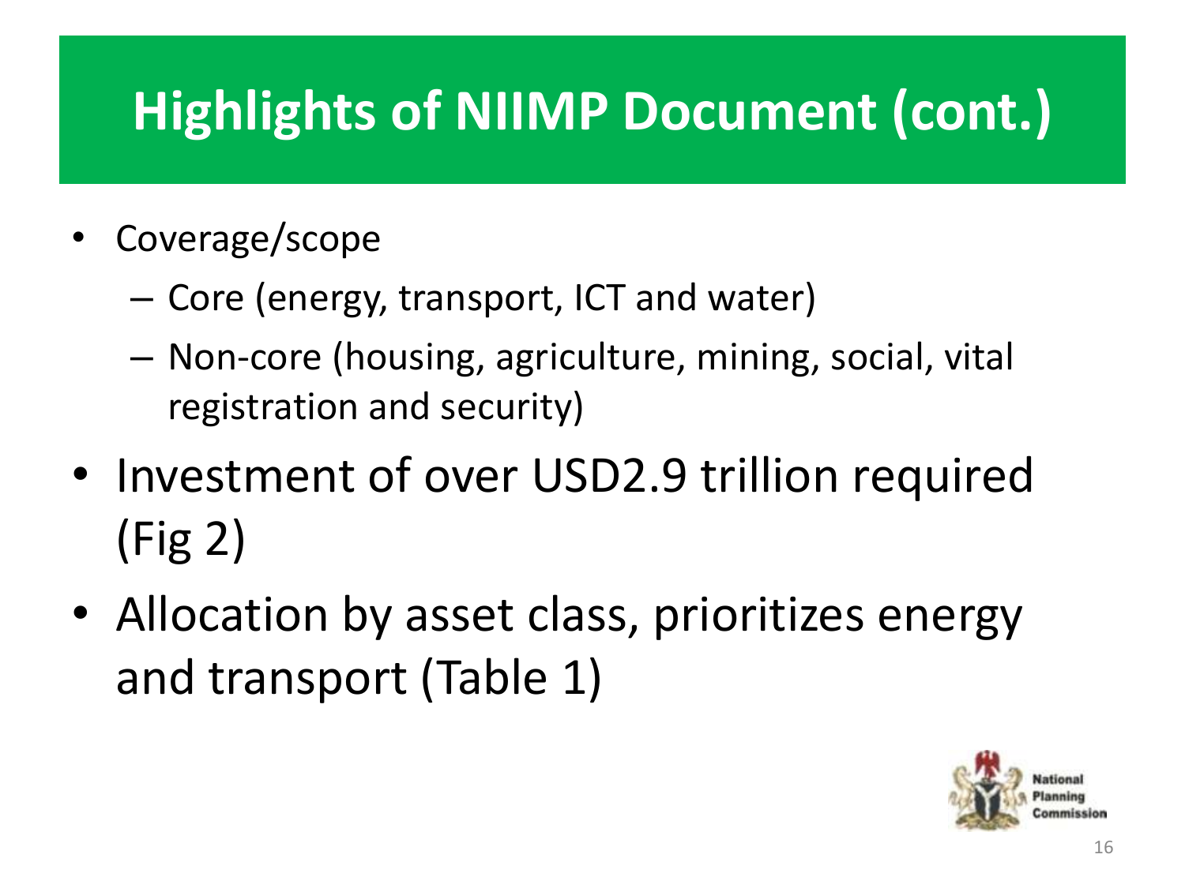# Highlights of NIIMP Document (cont.)

- Coverage/scope
  - Core (energy, transport, ICT and water)
  - Non-core (housing, agriculture, mining, social, vital registration and security)
- Investment of over USD2.9 trillion required (Fig 2)
- Allocation by asset class, prioritizes energy and transport (Table 1)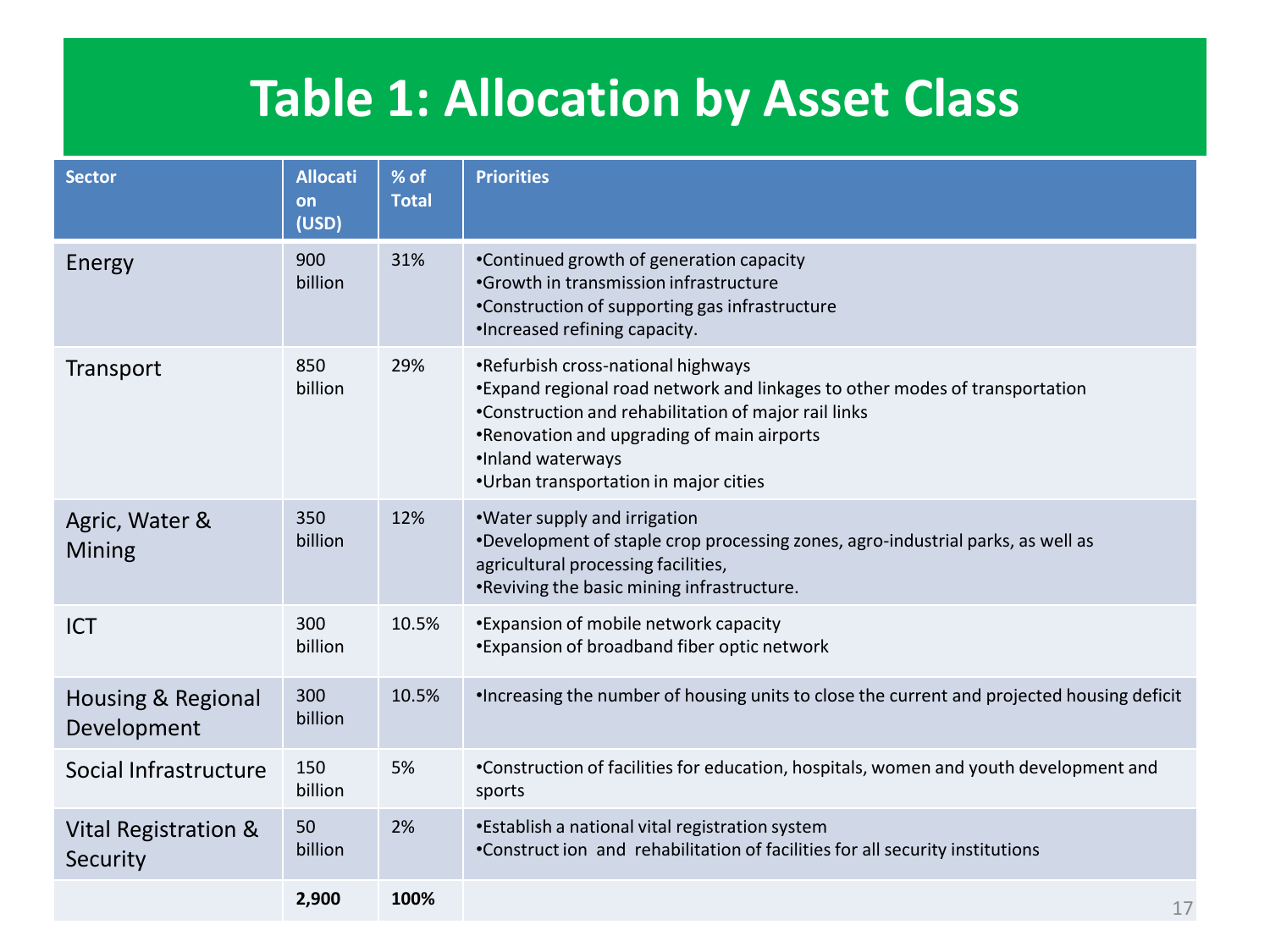# Table 1: Allocation by Asset Class

| Sector | Allocation (USD) | % of Total | Priorities |
|---|---|---|---|
| Energy | 900 billion | 31% | •Continued growth of generation capacity<br>•Growth in transmission infrastructure<br>•Construction of supporting gas infrastructure<br>•Increased refining capacity. |
| Transport | 850 billion | 29% | •Refurbish cross-national highways<br>•Expand regional road network and linkages to other modes of transportation<br>•Construction and rehabilitation of major rail links<br>•Renovation and upgrading of main airports<br>•Inland waterways<br>•Urban transportation in major cities |
| Agric, Water & Mining | 350 billion | 12% | •Water supply and irrigation<br>•Development of staple crop processing zones, agro-industrial parks, as well as agricultural processing facilities,<br>•Reviving the basic mining infrastructure. |
| ICT | 300 billion | 10.5% | •Expansion of mobile network capacity<br>•Expansion of broadband fiber optic network |
| Housing & Regional Development | 300 billion | 10.5% | •Increasing the number of housing units to close the current and projected housing deficit |
| Social Infrastructure | 150 billion | 5% | •Construction of facilities for education, hospitals, women and youth development and sports |
| Vital Registration & Security | 50 billion | 2% | •Establish a national vital registration system<br>•Construct ion and rehabilitation of facilities for all security institutions |
| | **2,900** | **100%** | |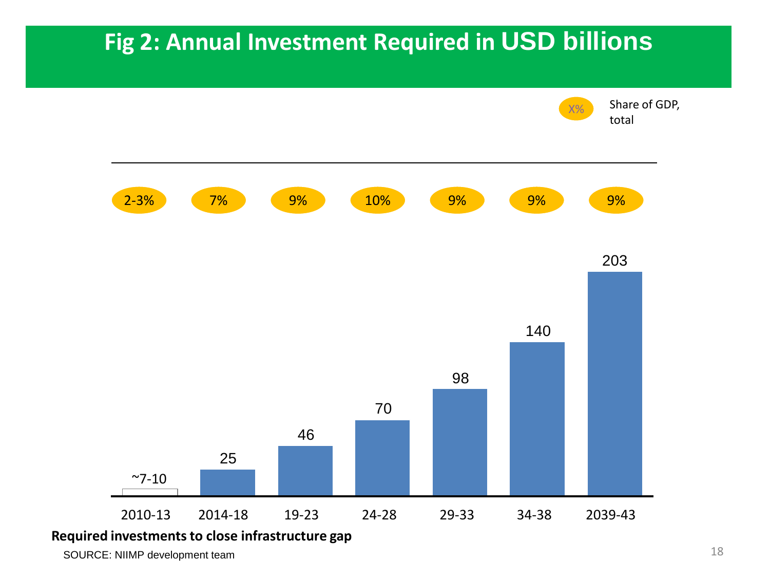# Fig 2: Annual Investment Required in USD billions

X% Share of GDP, total

| Period | 2010-13 | 2014-18 | 19-23 | 24-28 | 29-33 | 34-38 | 2039-43 |
|---|---|---|---|---|---|---|---|
| Share of GDP, total | 2-3% | 7% | 9% | 10% | 9% | 9% | 9% |
| Annual investment (USD billions) | ~7-10 | 25 | 46 | 70 | 98 | 140 | 203 |

**Required investments to close infrastructure gap**

SOURCE: NIIMP development team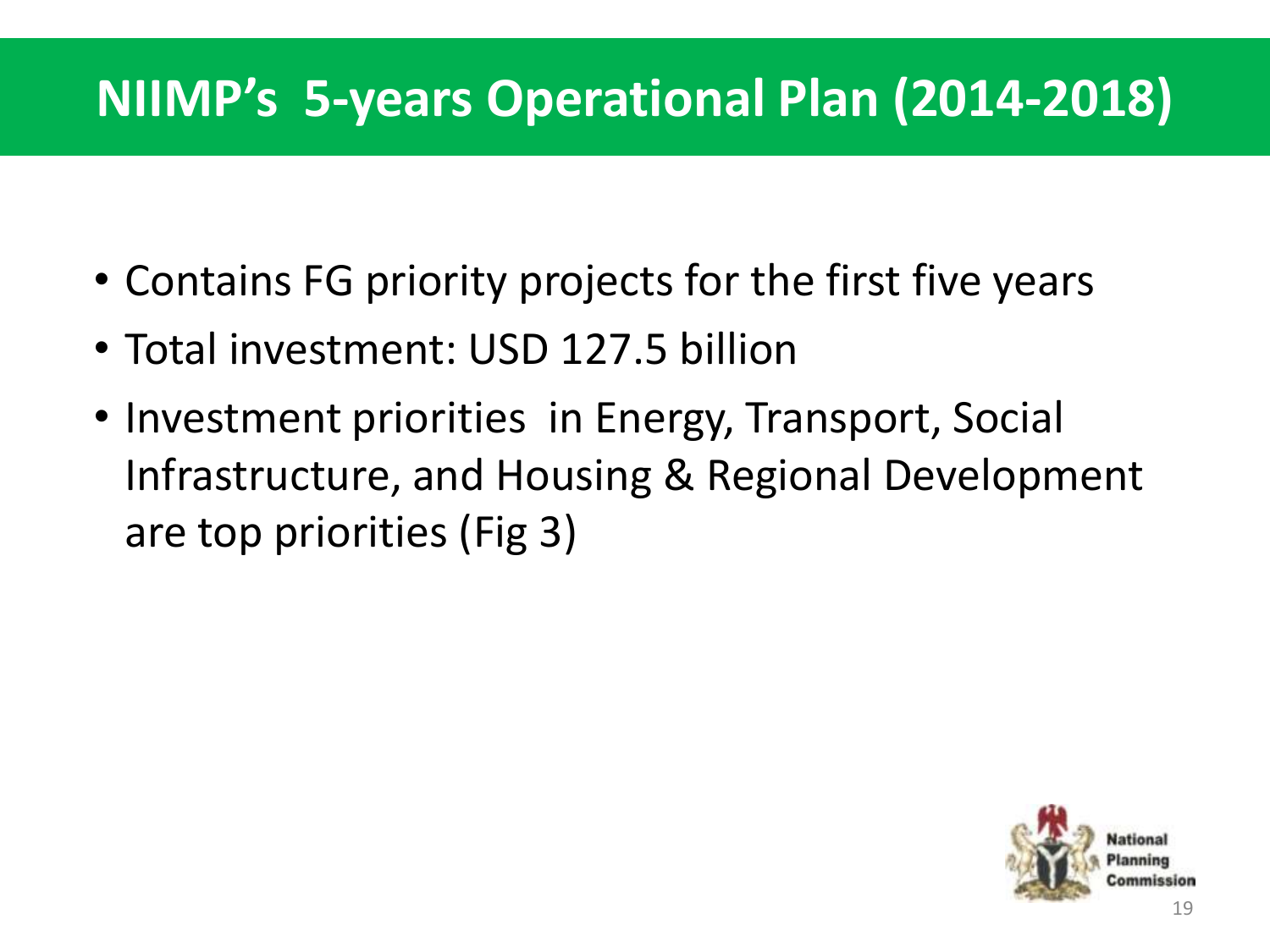# NIIMP's 5-years Operational Plan (2014-2018)

- Contains FG priority projects for the first five years
- Total investment: USD 127.5 billion
- Investment priorities in Energy, Transport, Social Infrastructure, and Housing & Regional Development are top priorities (Fig 3)

National Planning Commission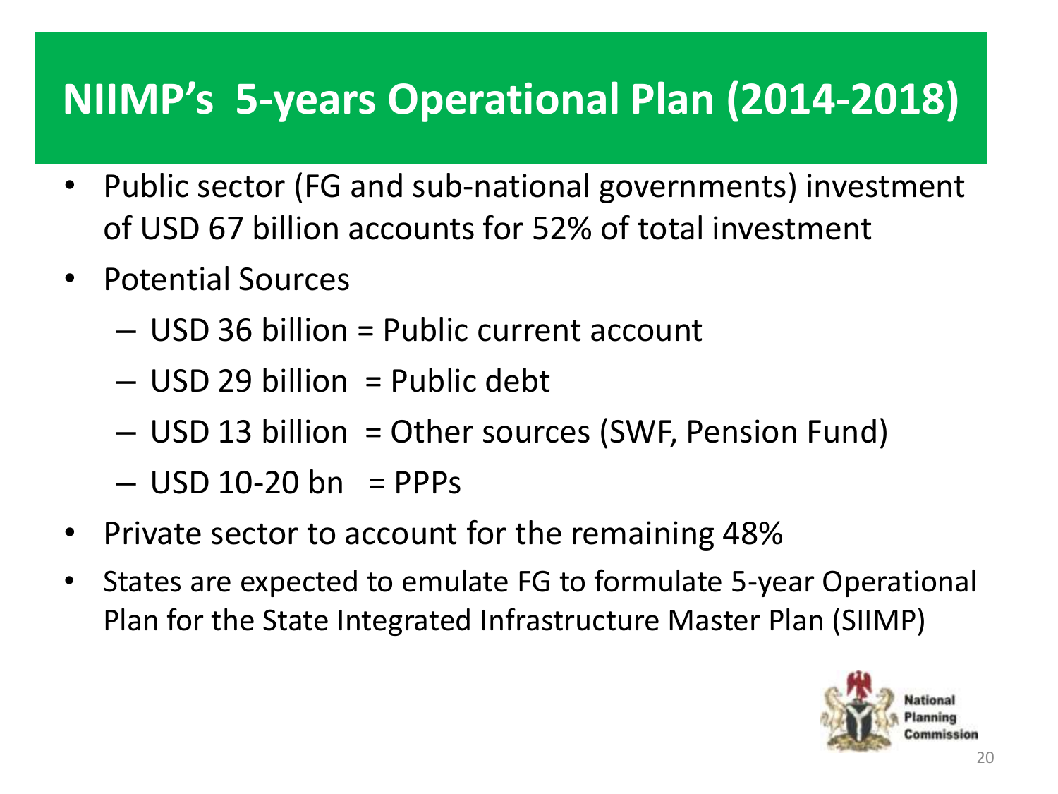# NIIMP's 5-years Operational Plan (2014-2018)

- Public sector (FG and sub-national governments) investment of USD 67 billion accounts for 52% of total investment
- Potential Sources
  - USD 36 billion = Public current account
  - USD 29 billion = Public debt
  - USD 13 billion = Other sources (SWF, Pension Fund)
  - USD 10-20 bn = PPPs
- Private sector to account for the remaining 48%
- States are expected to emulate FG to formulate 5-year Operational Plan for the State Integrated Infrastructure Master Plan (SIIMP)

National Planning Commission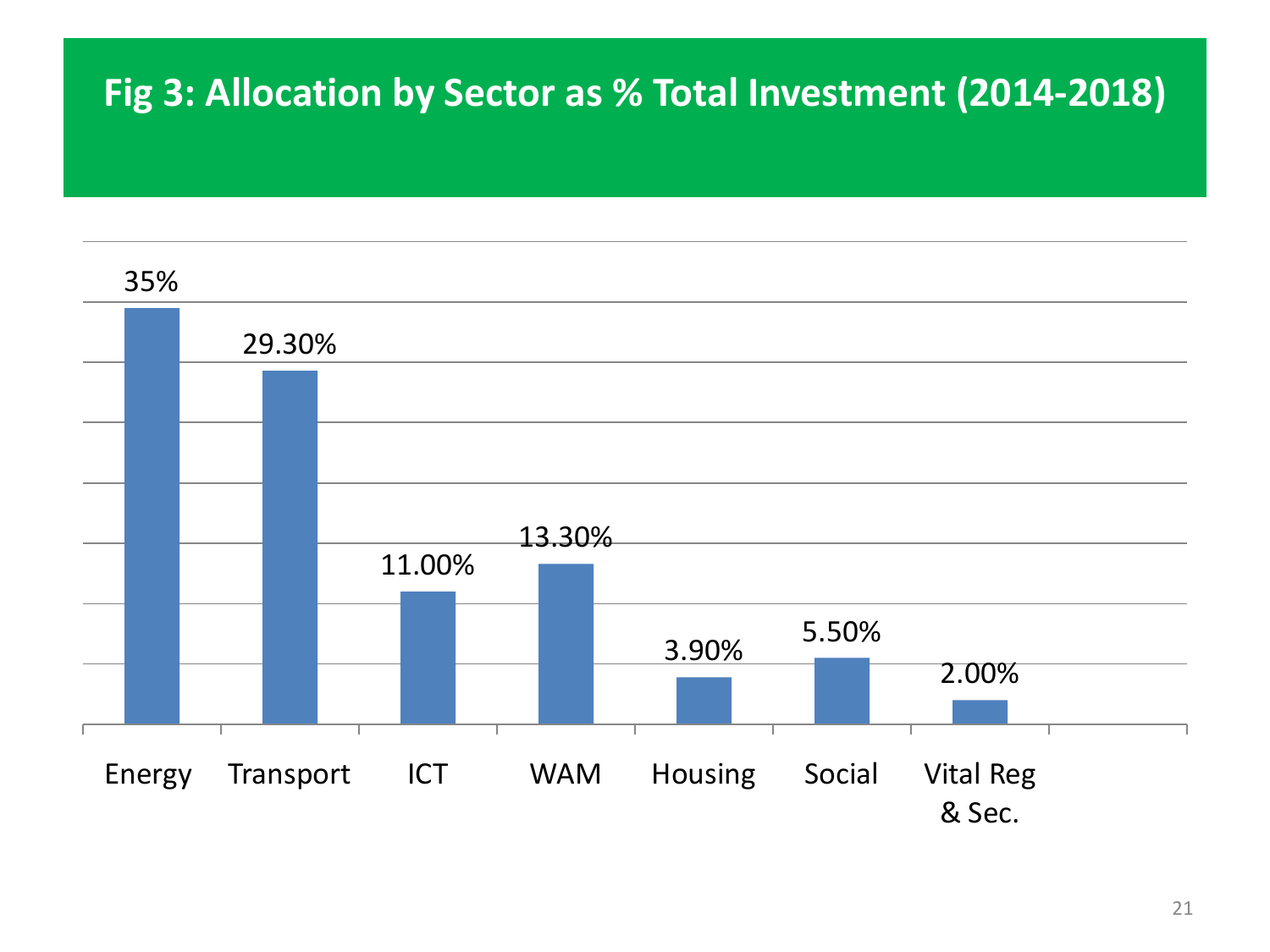# Fig 3: Allocation by Sector as % Total Investment (2014-2018)

| Sector | % Total Investment |
| --- | --- |
| Energy | 35% |
| Transport | 29.30% |
| ICT | 11.00% |
| WAM | 13.30% |
| Housing | 3.90% |
| Social | 5.50% |
| Vital Reg & Sec. | 2.00% |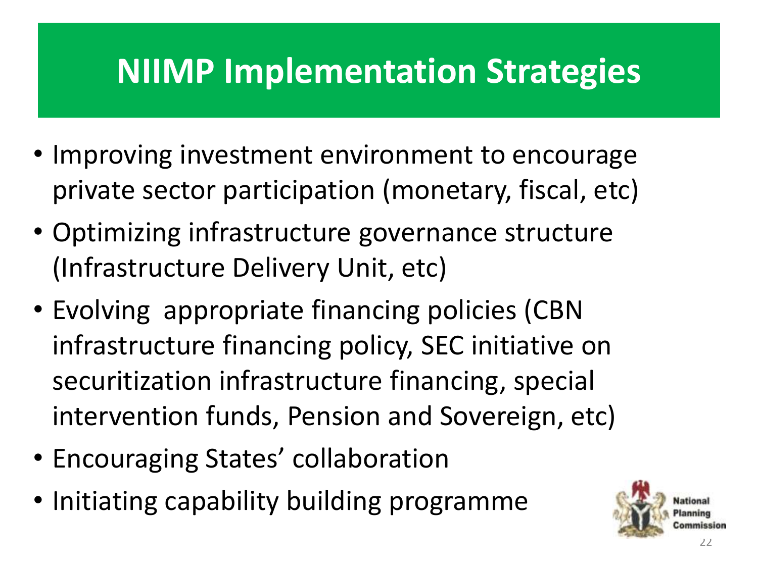# NIIMP Implementation Strategies

- Improving investment environment to encourage private sector participation (monetary, fiscal, etc)
- Optimizing infrastructure governance structure (Infrastructure Delivery Unit, etc)
- Evolving appropriate financing policies (CBN infrastructure financing policy, SEC initiative on securitization infrastructure financing, special intervention funds, Pension and Sovereign, etc)
- Encouraging States' collaboration
- Initiating capability building programme

National Planning Commission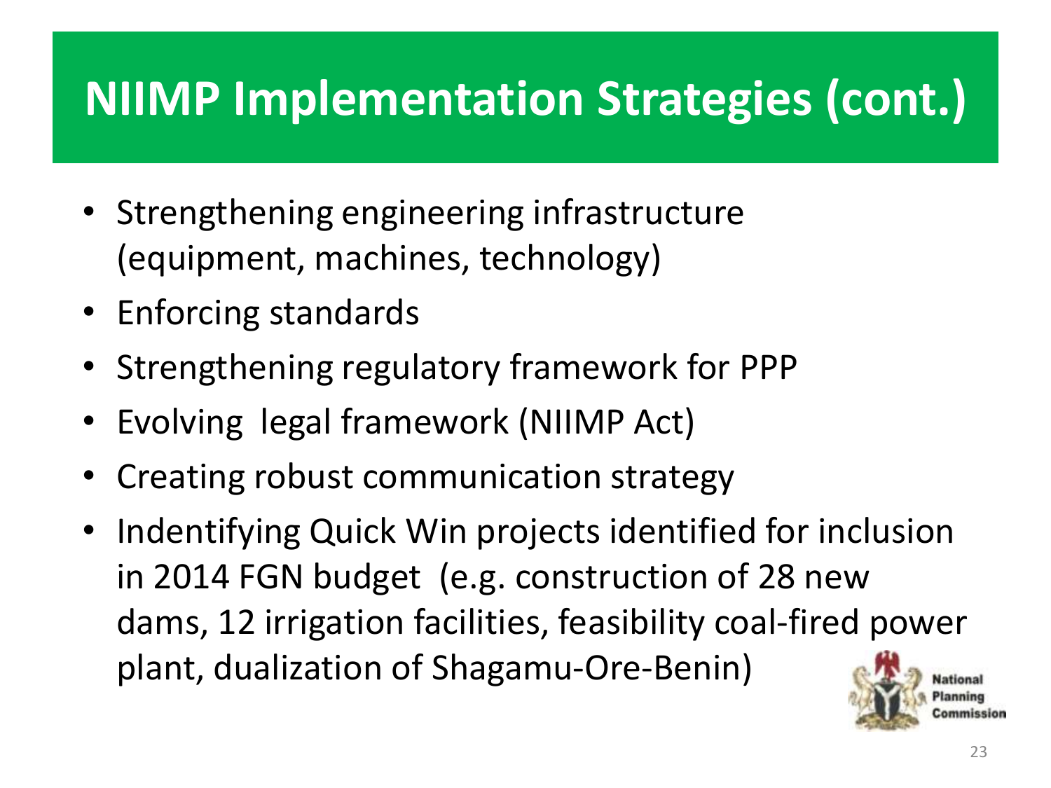# NIIMP Implementation Strategies (cont.)

- Strengthening engineering infrastructure (equipment, machines, technology)
- Enforcing standards
- Strengthening regulatory framework for PPP
- Evolving legal framework (NIIMP Act)
- Creating robust communication strategy
- Indentifying Quick Win projects identified for inclusion in 2014 FGN budget (e.g. construction of 28 new dams, 12 irrigation facilities, feasibility coal-fired power plant, dualization of Shagamu-Ore-Benin)

National Planning Commission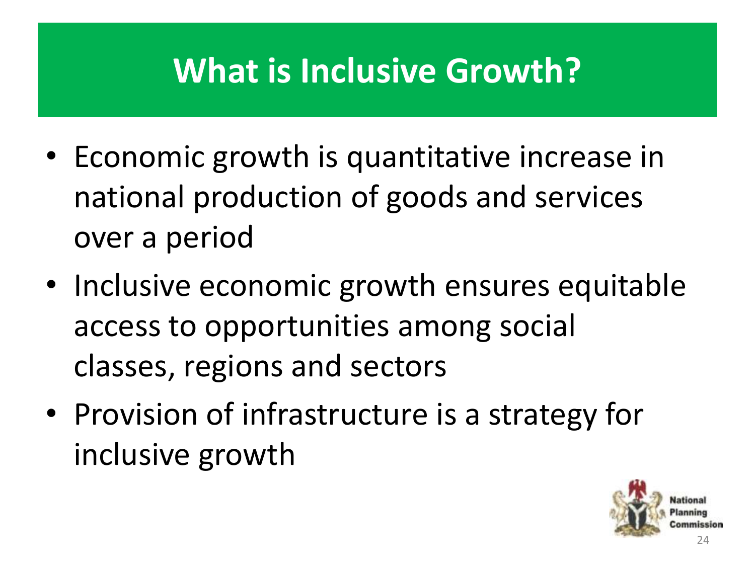# What is Inclusive Growth?

- Economic growth is quantitative increase in national production of goods and services over a period
- Inclusive economic growth ensures equitable access to opportunities among social classes, regions and sectors
- Provision of infrastructure is a strategy for inclusive growth

National Planning Commission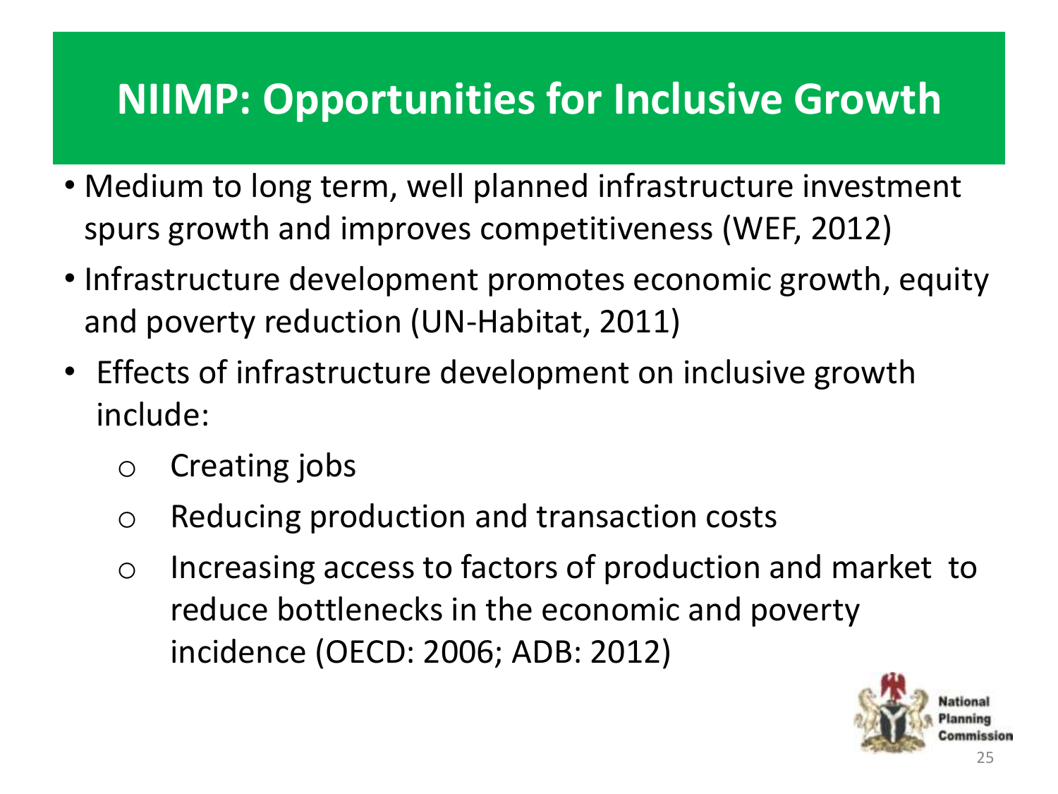# NIIMP: Opportunities for Inclusive Growth

- Medium to long term, well planned infrastructure investment spurs growth and improves competitiveness (WEF, 2012)
- Infrastructure development promotes economic growth, equity and poverty reduction (UN-Habitat, 2011)
- Effects of infrastructure development on inclusive growth include:
  - Creating jobs
  - Reducing production and transaction costs
  - Increasing access to factors of production and market to reduce bottlenecks in the economic and poverty incidence (OECD: 2006; ADB: 2012)

National Planning Commission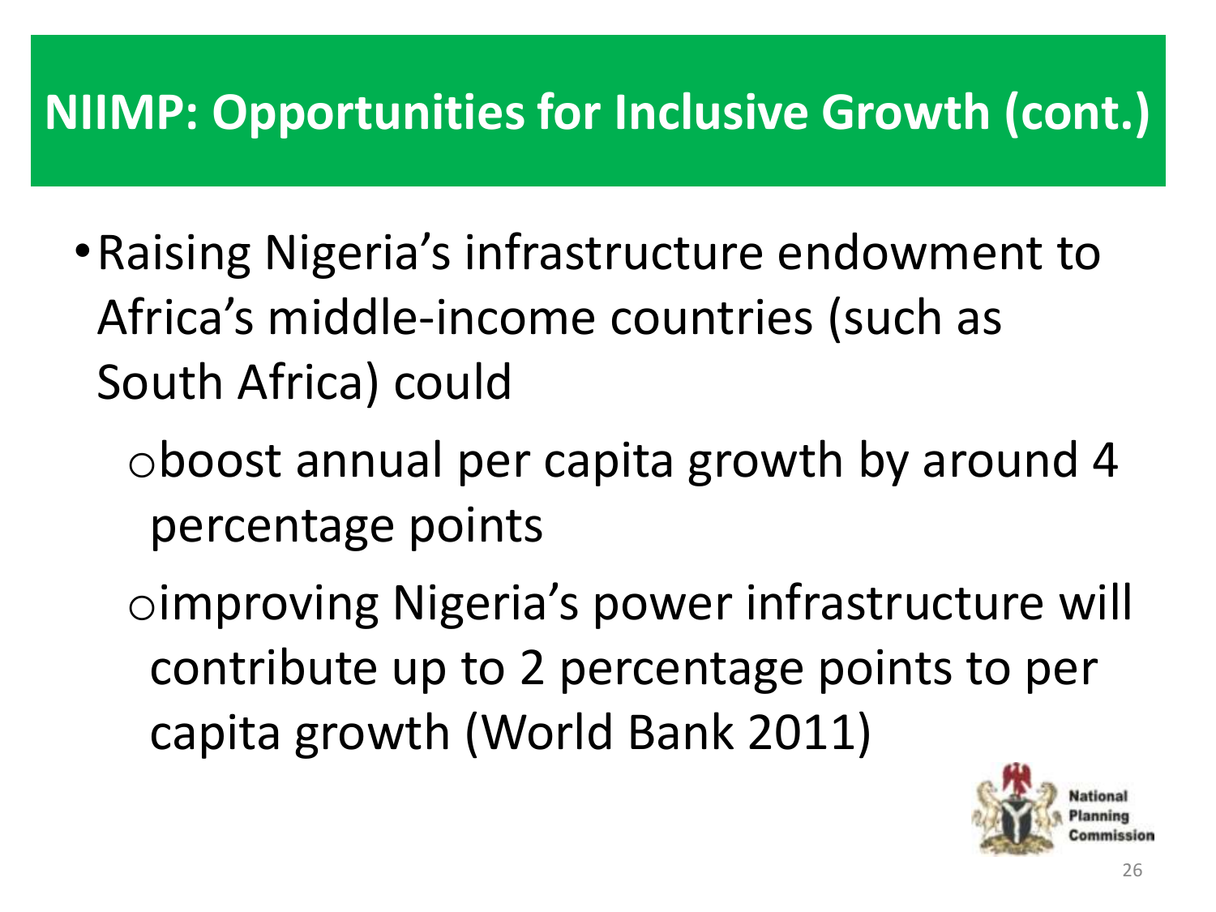# NIIMP: Opportunities for Inclusive Growth (cont.)

- Raising Nigeria's infrastructure endowment to Africa's middle-income countries (such as South Africa) could
  - boost annual per capita growth by around 4 percentage points
  - improving Nigeria's power infrastructure will contribute up to 2 percentage points to per capita growth (World Bank 2011)

National Planning Commission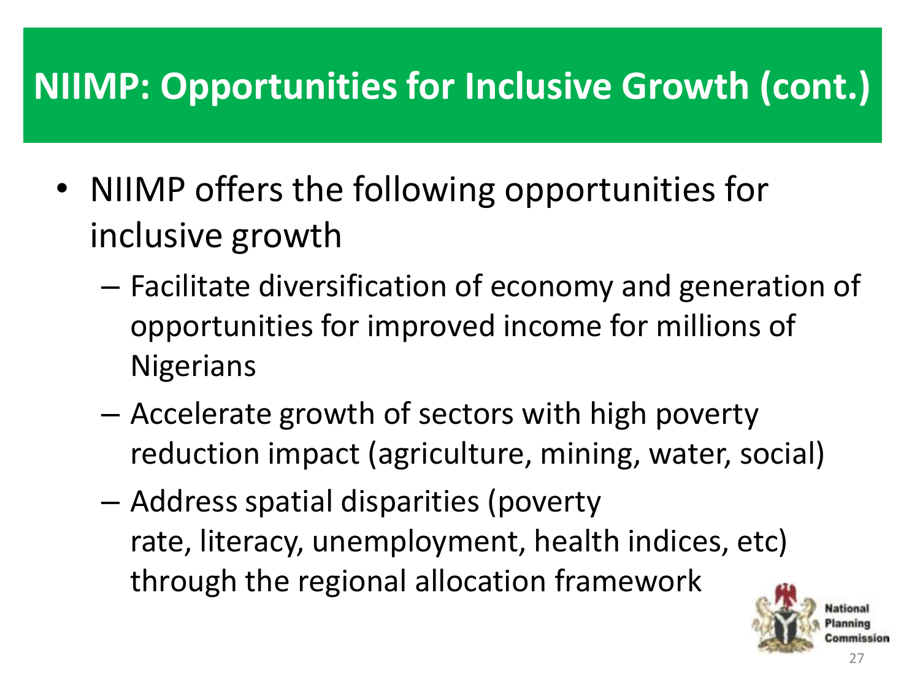# NIIMP: Opportunities for Inclusive Growth (cont.)

- NIIMP offers the following opportunities for inclusive growth
  - Facilitate diversification of economy and generation of opportunities for improved income for millions of Nigerians
  - Accelerate growth of sectors with high poverty reduction impact (agriculture, mining, water, social)
  - Address spatial disparities (poverty rate, literacy, unemployment, health indices, etc) through the regional allocation framework

National Planning Commission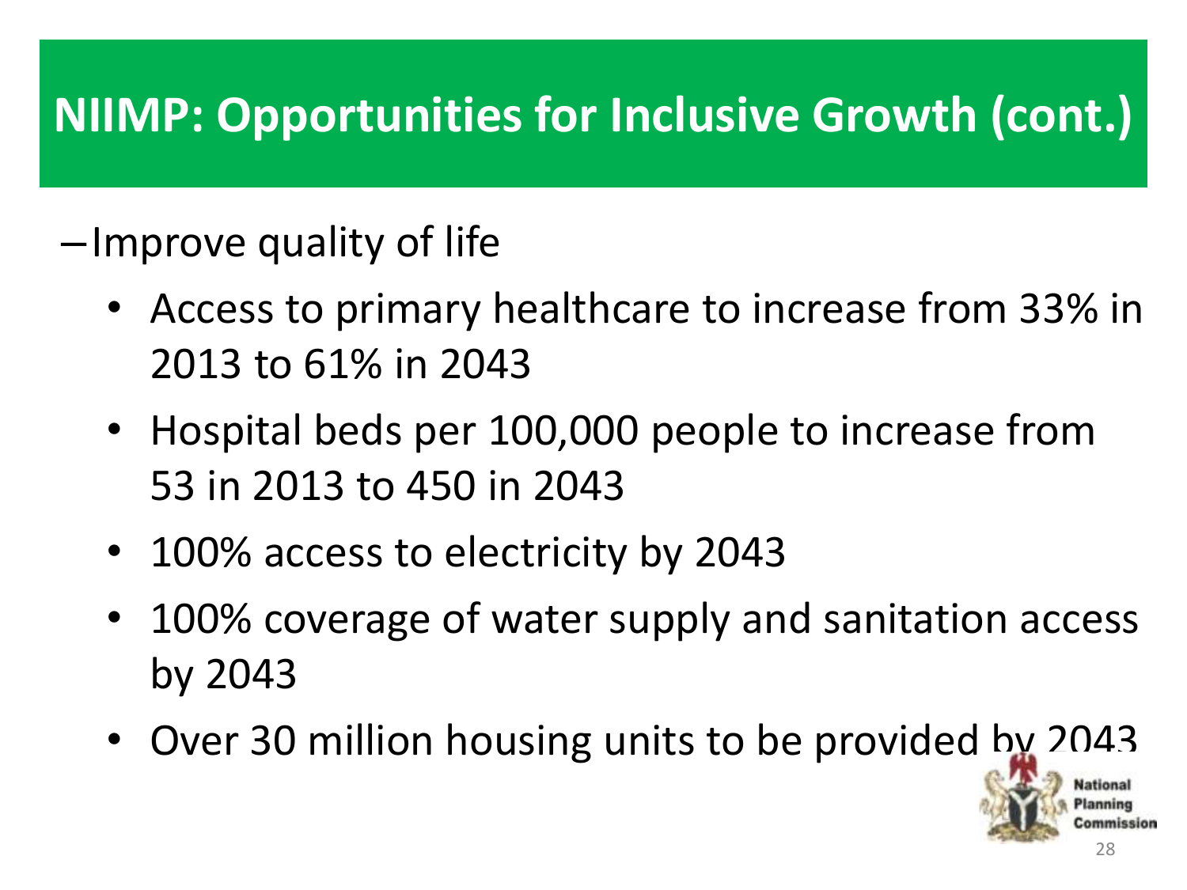# NIIMP: Opportunities for Inclusive Growth (cont.)

- Improve quality of life
  - Access to primary healthcare to increase from 33% in 2013 to 61% in 2043
  - Hospital beds per 100,000 people to increase from 53 in 2013 to 450 in 2043
  - 100% access to electricity by 2043
  - 100% coverage of water supply and sanitation access by 2043
  - Over 30 million housing units to be provided by 2043

National Planning Commission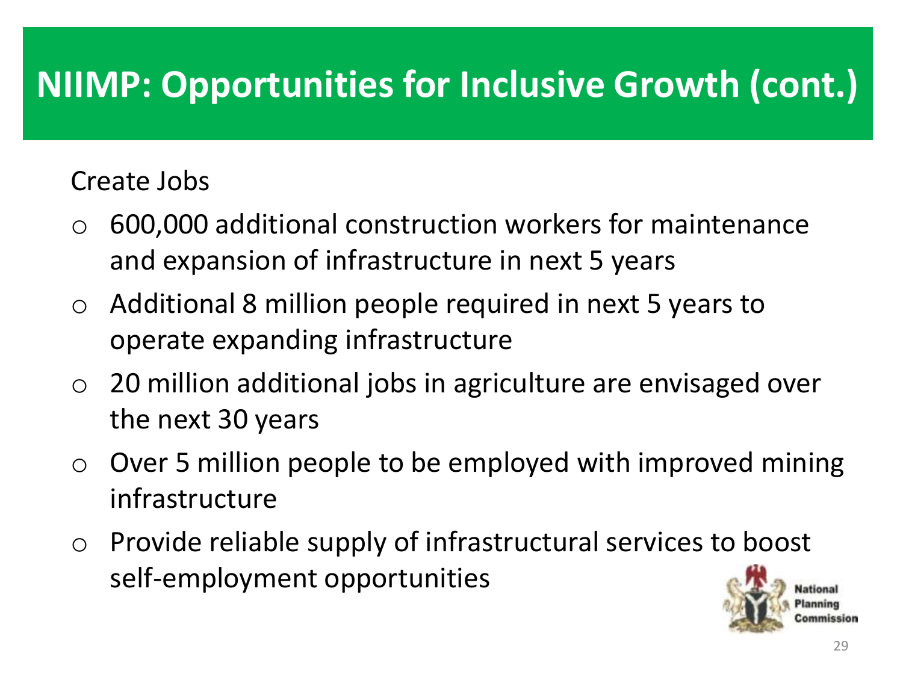# NIIMP: Opportunities for Inclusive Growth (cont.)

Create Jobs

- 600,000 additional construction workers for maintenance and expansion of infrastructure in next 5 years
- Additional 8 million people required in next 5 years to operate expanding infrastructure
- 20 million additional jobs in agriculture are envisaged over the next 30 years
- Over 5 million people to be employed with improved mining infrastructure
- Provide reliable supply of infrastructural services to boost self-employment opportunities

National Planning Commission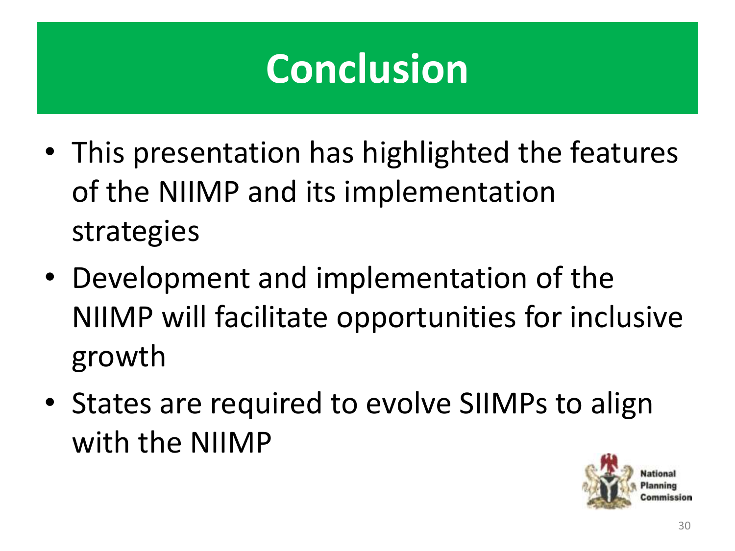# Conclusion

- This presentation has highlighted the features of the NIIMP and its implementation strategies
- Development and implementation of the NIIMP will facilitate opportunities for inclusive growth
- States are required to evolve SIIMPs to align with the NIIMP

National Planning Commission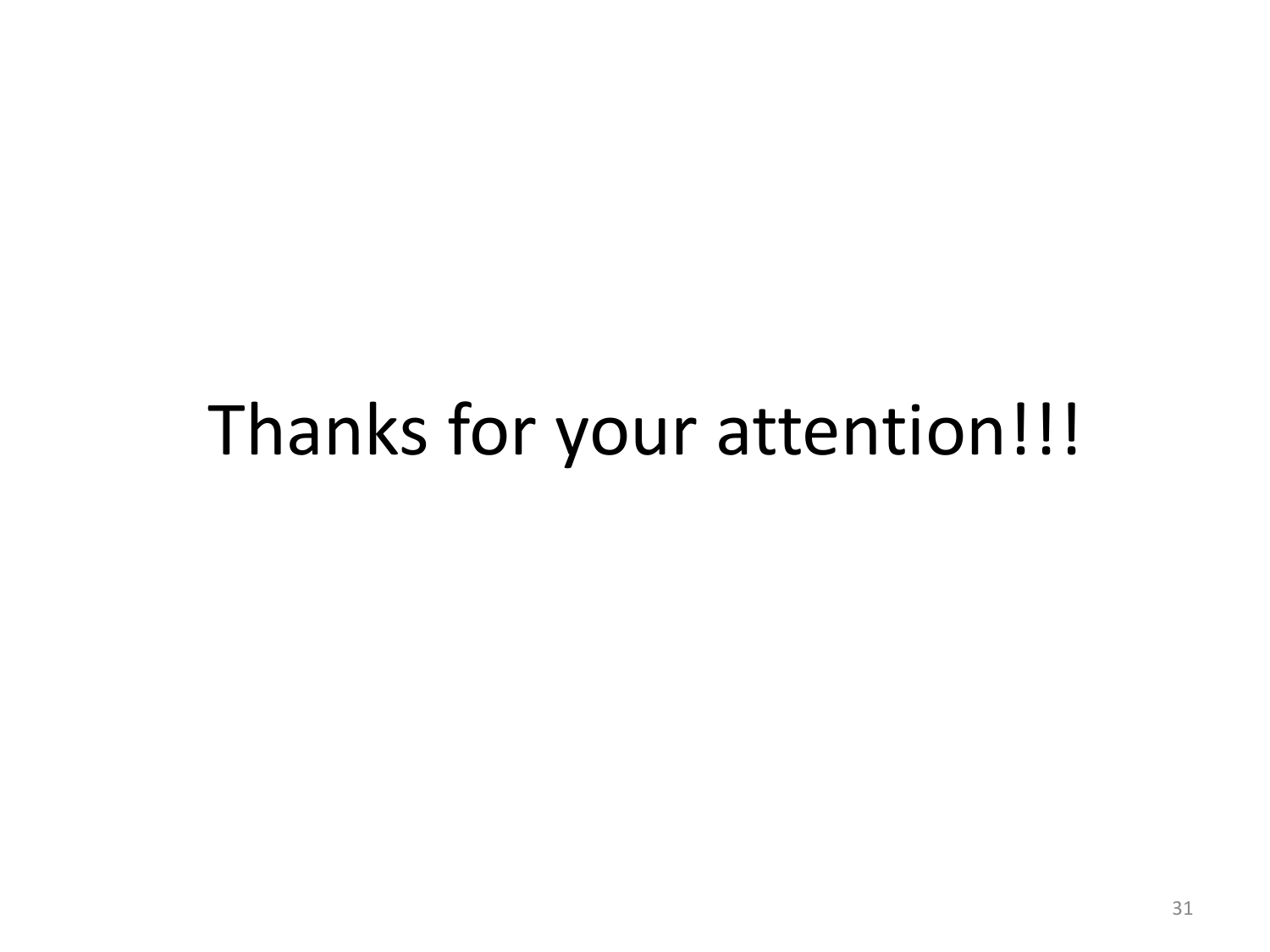Thanks for your attention!!!